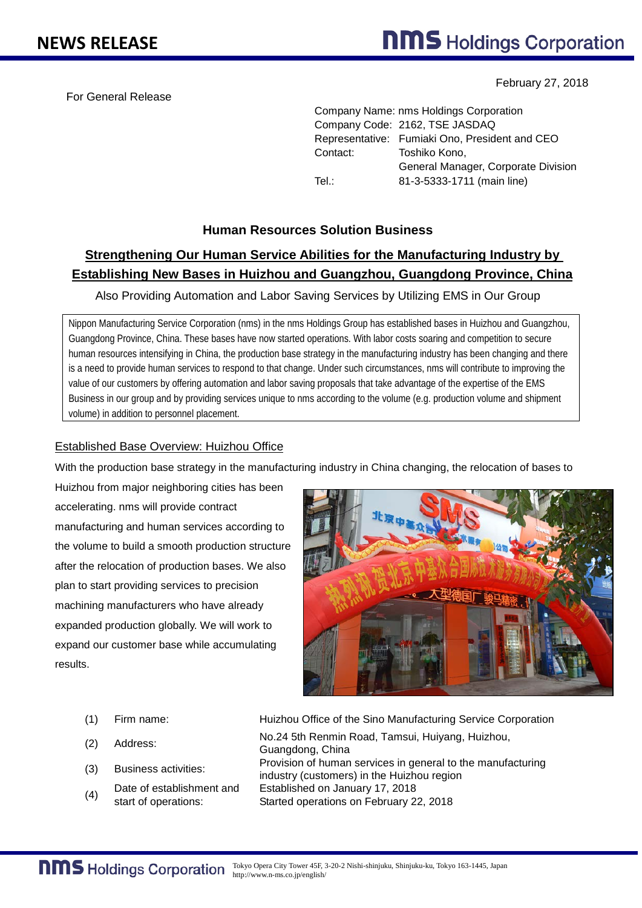# NEWS RELEASE

February 27, 2018

For General Release

Company Name: nms Holdings Corporation
Company Code: 2162, TSE JASDAQ
Representative: Fumiaki Ono, President and CEO
Contact: Toshiko Kono, General Manager, Corporate Division
Tel.: 81-3-5333-1711 (main line)

## Human Resources Solution Business

## Strengthening Our Human Service Abilities for the Manufacturing Industry by Establishing New Bases in Huizhou and Guangzhou, Guangdong Province, China

Also Providing Automation and Labor Saving Services by Utilizing EMS in Our Group

> Nippon Manufacturing Service Corporation (nms) in the nms Holdings Group has established bases in Huizhou and Guangzhou, Guangdong Province, China. These bases have now started operations. With labor costs soaring and competition to secure human resources intensifying in China, the production base strategy in the manufacturing industry has been changing and there is a need to provide human services to respond to that change. Under such circumstances, nms will contribute to improving the value of our customers by offering automation and labor saving proposals that take advantage of the expertise of the EMS Business in our group and by providing services unique to nms according to the volume (e.g. production volume and shipment volume) in addition to personnel placement.

### Established Base Overview: Huizhou Office

With the production base strategy in the manufacturing industry in China changing, the relocation of bases to Huizhou from major neighboring cities has been accelerating. nms will provide contract manufacturing and human services according to the volume to build a smooth production structure after the relocation of production bases. We also plan to start providing services to precision machining manufacturers who have already expanded production globally. We will work to expand our customer base while accumulating results.

| | | |
|---|---|---|
| (1) | Firm name: | Huizhou Office of the Sino Manufacturing Service Corporation |
| (2) | Address: | No.24 5th Renmin Road, Tamsui, Huiyang, Huizhou, Guangdong, China |
| (3) | Business activities: | Provision of human services in general to the manufacturing industry (customers) in the Huizhou region |
| (4) | Date of establishment and start of operations: | Established on January 17, 2018<br>Started operations on February 22, 2018 |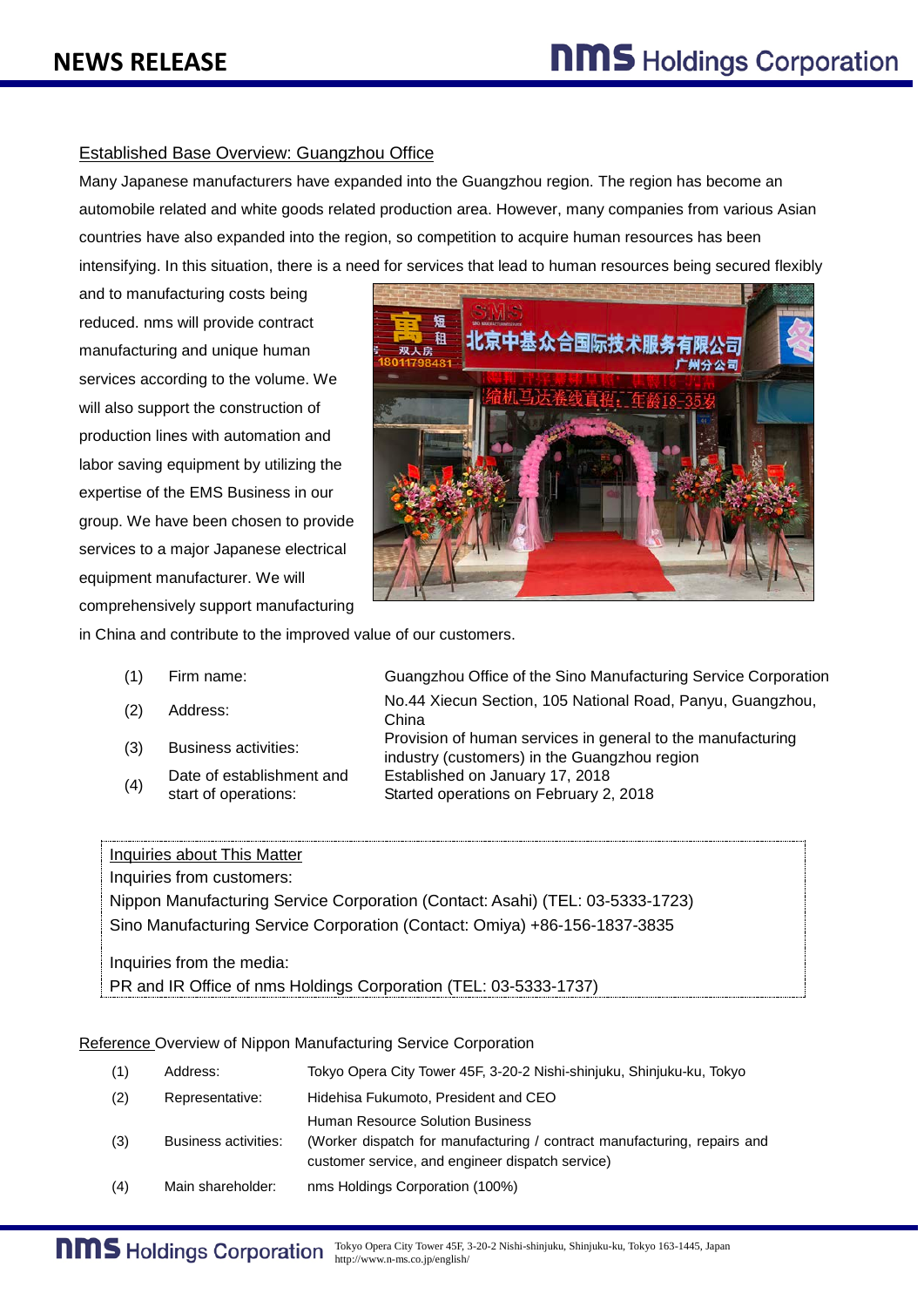## Established Base Overview: Guangzhou Office

Many Japanese manufacturers have expanded into the Guangzhou region. The region has become an automobile related and white goods related production area. However, many companies from various Asian countries have also expanded into the region, so competition to acquire human resources has been intensifying. In this situation, there is a need for services that lead to human resources being secured flexibly and to manufacturing costs being reduced. nms will provide contract manufacturing and unique human services according to the volume. We will also support the construction of production lines with automation and labor saving equipment by utilizing the expertise of the EMS Business in our group. We have been chosen to provide services to a major Japanese electrical equipment manufacturer. We will comprehensively support manufacturing in China and contribute to the improved value of our customers.

| | | |
|---|---|---|
| (1) | Firm name: | Guangzhou Office of the Sino Manufacturing Service Corporation |
| (2) | Address: | No.44 Xiecun Section, 105 National Road, Panyu, Guangzhou, China |
| (3) | Business activities: | Provision of human services in general to the manufacturing industry (customers) in the Guangzhou region |
| (4) | Date of establishment and start of operations: | Established on January 17, 2018<br>Started operations on February 2, 2018 |

---

Inquiries about This Matter

Inquiries from customers:
Nippon Manufacturing Service Corporation (Contact: Asahi) (TEL: 03-5333-1723)
Sino Manufacturing Service Corporation (Contact: Omiya) +86-156-1837-3835

Inquiries from the media:
PR and IR Office of nms Holdings Corporation (TEL: 03-5333-1737)

---

Reference Overview of Nippon Manufacturing Service Corporation

| | | |
|---|---|---|
| (1) | Address: | Tokyo Opera City Tower 45F, 3-20-2 Nishi-shinjuku, Shinjuku-ku, Tokyo |
| (2) | Representative: | Hidehisa Fukumoto, President and CEO |
| (3) | Business activities: | Human Resource Solution Business<br>(Worker dispatch for manufacturing / contract manufacturing, repairs and customer service, and engineer dispatch service) |
| (4) | Main shareholder: | nms Holdings Corporation (100%) |